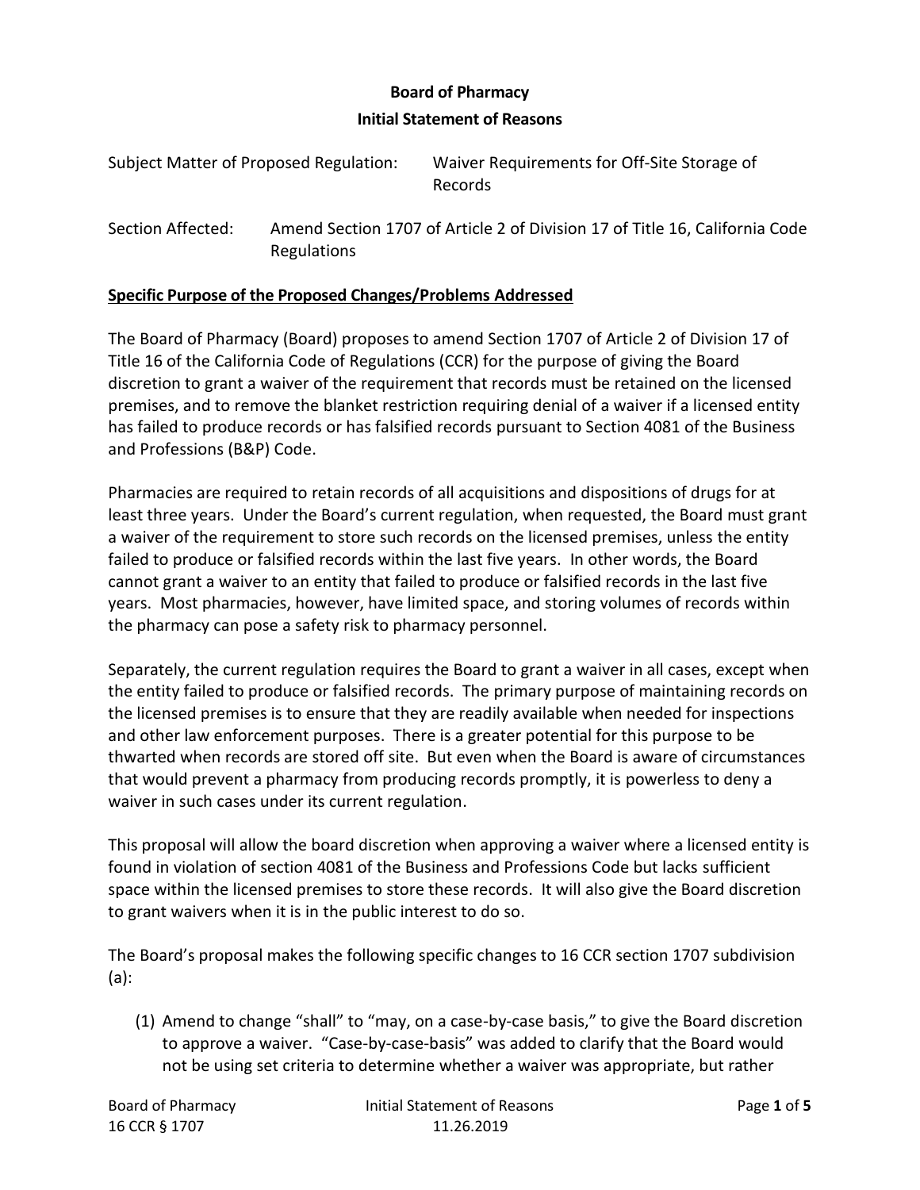**Board of Pharmacy**

**Initial Statement of Reasons**

Subject Matter of Proposed Regulation: Waiver Requirements for Off-Site Storage of Records

Section Affected: Amend Section 1707 of Article 2 of Division 17 of Title 16, California Code Regulations

**Specific Purpose of the Proposed Changes/Problems Addressed**

The Board of Pharmacy (Board) proposes to amend Section 1707 of Article 2 of Division 17 of Title 16 of the California Code of Regulations (CCR) for the purpose of giving the Board discretion to grant a waiver of the requirement that records must be retained on the licensed premises, and to remove the blanket restriction requiring denial of a waiver if a licensed entity has failed to produce records or has falsified records pursuant to Section 4081 of the Business and Professions (B&P) Code.

Pharmacies are required to retain records of all acquisitions and dispositions of drugs for at least three years. Under the Board's current regulation, when requested, the Board must grant a waiver of the requirement to store such records on the licensed premises, unless the entity failed to produce or falsified records within the last five years. In other words, the Board cannot grant a waiver to an entity that failed to produce or falsified records in the last five years. Most pharmacies, however, have limited space, and storing volumes of records within the pharmacy can pose a safety risk to pharmacy personnel.

Separately, the current regulation requires the Board to grant a waiver in all cases, except when the entity failed to produce or falsified records. The primary purpose of maintaining records on the licensed premises is to ensure that they are readily available when needed for inspections and other law enforcement purposes. There is a greater potential for this purpose to be thwarted when records are stored off site. But even when the Board is aware of circumstances that would prevent a pharmacy from producing records promptly, it is powerless to deny a waiver in such cases under its current regulation.

This proposal will allow the board discretion when approving a waiver where a licensed entity is found in violation of section 4081 of the Business and Professions Code but lacks sufficient space within the licensed premises to store these records. It will also give the Board discretion to grant waivers when it is in the public interest to do so.

The Board's proposal makes the following specific changes to 16 CCR section 1707 subdivision (a):

(1) Amend to change "shall" to "may, on a case-by-case basis," to give the Board discretion to approve a waiver. "Case-by-case-basis" was added to clarify that the Board would not be using set criteria to determine whether a waiver was appropriate, but rather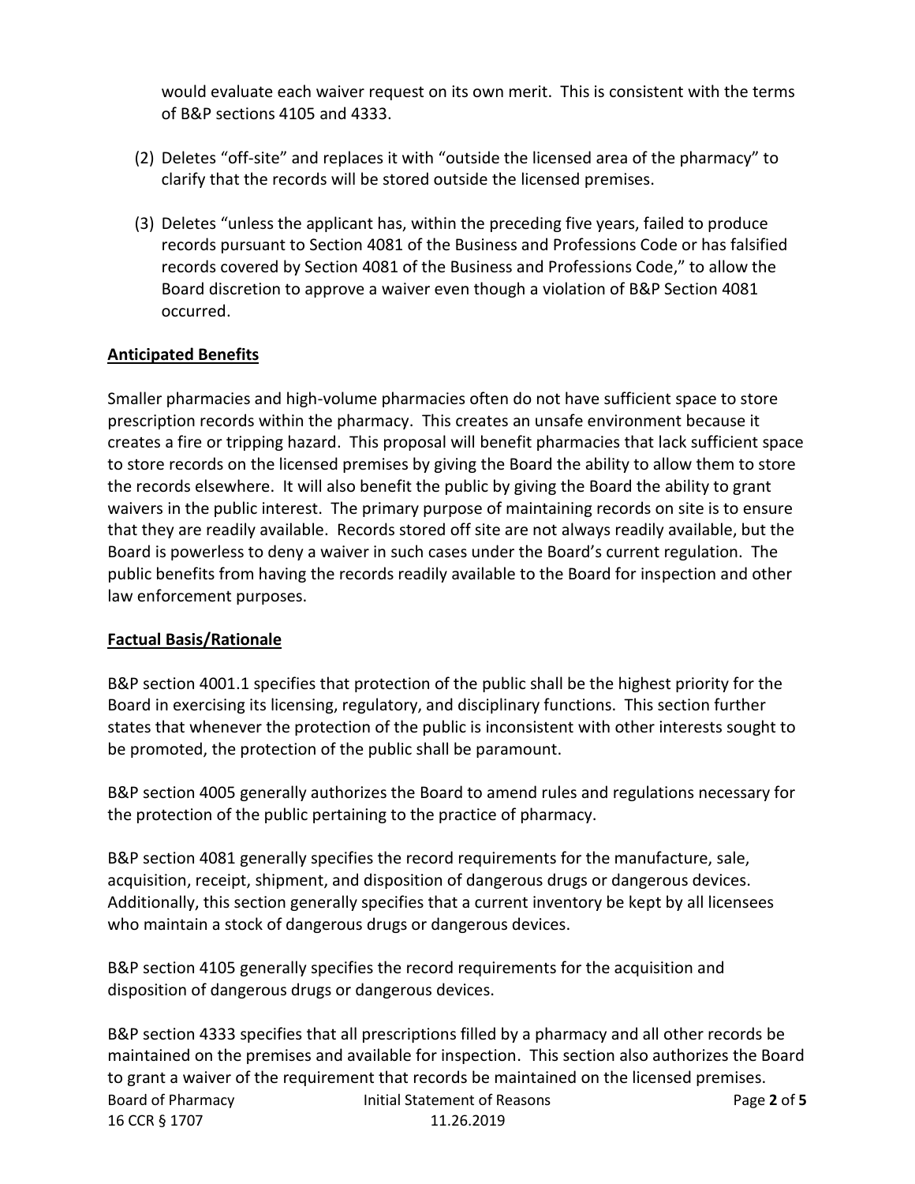would evaluate each waiver request on its own merit. This is consistent with the terms of B&P sections 4105 and 4333.

(2) Deletes "off-site" and replaces it with "outside the licensed area of the pharmacy" to clarify that the records will be stored outside the licensed premises.

(3) Deletes "unless the applicant has, within the preceding five years, failed to produce records pursuant to Section 4081 of the Business and Professions Code or has falsified records covered by Section 4081 of the Business and Professions Code," to allow the Board discretion to approve a waiver even though a violation of B&P Section 4081 occurred.

**Anticipated Benefits**

Smaller pharmacies and high-volume pharmacies often do not have sufficient space to store prescription records within the pharmacy. This creates an unsafe environment because it creates a fire or tripping hazard. This proposal will benefit pharmacies that lack sufficient space to store records on the licensed premises by giving the Board the ability to allow them to store the records elsewhere. It will also benefit the public by giving the Board the ability to grant waivers in the public interest. The primary purpose of maintaining records on site is to ensure that they are readily available. Records stored off site are not always readily available, but the Board is powerless to deny a waiver in such cases under the Board's current regulation. The public benefits from having the records readily available to the Board for inspection and other law enforcement purposes.

**Factual Basis/Rationale**

B&P section 4001.1 specifies that protection of the public shall be the highest priority for the Board in exercising its licensing, regulatory, and disciplinary functions. This section further states that whenever the protection of the public is inconsistent with other interests sought to be promoted, the protection of the public shall be paramount.

B&P section 4005 generally authorizes the Board to amend rules and regulations necessary for the protection of the public pertaining to the practice of pharmacy.

B&P section 4081 generally specifies the record requirements for the manufacture, sale, acquisition, receipt, shipment, and disposition of dangerous drugs or dangerous devices. Additionally, this section generally specifies that a current inventory be kept by all licensees who maintain a stock of dangerous drugs or dangerous devices.

B&P section 4105 generally specifies the record requirements for the acquisition and disposition of dangerous drugs or dangerous devices.

B&P section 4333 specifies that all prescriptions filled by a pharmacy and all other records be maintained on the premises and available for inspection. This section also authorizes the Board to grant a waiver of the requirement that records be maintained on the licensed premises.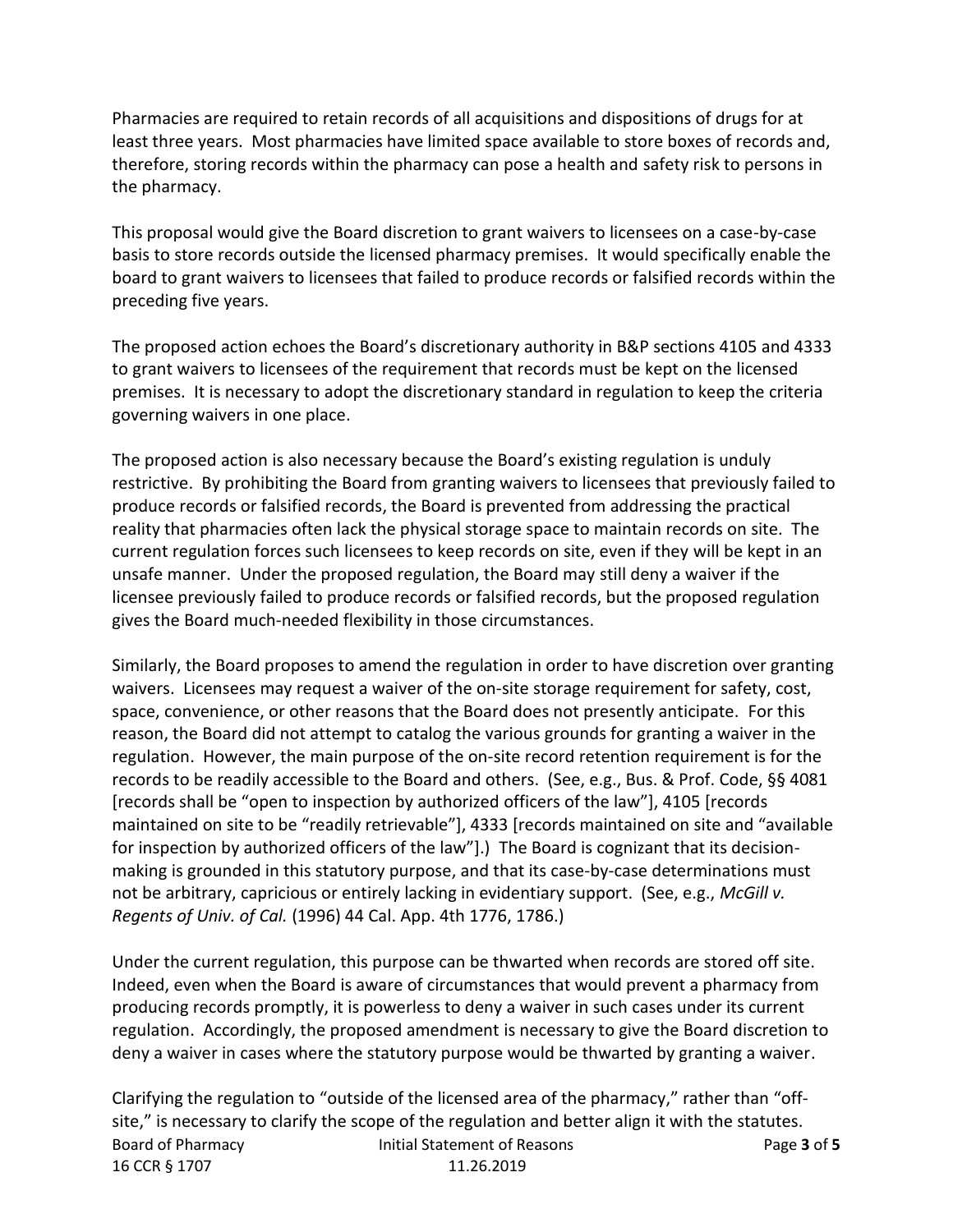Pharmacies are required to retain records of all acquisitions and dispositions of drugs for at least three years. Most pharmacies have limited space available to store boxes of records and, therefore, storing records within the pharmacy can pose a health and safety risk to persons in the pharmacy.

This proposal would give the Board discretion to grant waivers to licensees on a case-by-case basis to store records outside the licensed pharmacy premises. It would specifically enable the board to grant waivers to licensees that failed to produce records or falsified records within the preceding five years.

The proposed action echoes the Board's discretionary authority in B&P sections 4105 and 4333 to grant waivers to licensees of the requirement that records must be kept on the licensed premises. It is necessary to adopt the discretionary standard in regulation to keep the criteria governing waivers in one place.

The proposed action is also necessary because the Board's existing regulation is unduly restrictive. By prohibiting the Board from granting waivers to licensees that previously failed to produce records or falsified records, the Board is prevented from addressing the practical reality that pharmacies often lack the physical storage space to maintain records on site. The current regulation forces such licensees to keep records on site, even if they will be kept in an unsafe manner. Under the proposed regulation, the Board may still deny a waiver if the licensee previously failed to produce records or falsified records, but the proposed regulation gives the Board much-needed flexibility in those circumstances.

Similarly, the Board proposes to amend the regulation in order to have discretion over granting waivers. Licensees may request a waiver of the on-site storage requirement for safety, cost, space, convenience, or other reasons that the Board does not presently anticipate. For this reason, the Board did not attempt to catalog the various grounds for granting a waiver in the regulation. However, the main purpose of the on-site record retention requirement is for the records to be readily accessible to the Board and others. (See, e.g., Bus. & Prof. Code, §§ 4081 [records shall be "open to inspection by authorized officers of the law"], 4105 [records maintained on site to be "readily retrievable"], 4333 [records maintained on site and "available for inspection by authorized officers of the law"].) The Board is cognizant that its decision-making is grounded in this statutory purpose, and that its case-by-case determinations must not be arbitrary, capricious or entirely lacking in evidentiary support. (See, e.g., *McGill v. Regents of Univ. of Cal.* (1996) 44 Cal. App. 4th 1776, 1786.)

Under the current regulation, this purpose can be thwarted when records are stored off site. Indeed, even when the Board is aware of circumstances that would prevent a pharmacy from producing records promptly, it is powerless to deny a waiver in such cases under its current regulation. Accordingly, the proposed amendment is necessary to give the Board discretion to deny a waiver in cases where the statutory purpose would be thwarted by granting a waiver.

Clarifying the regulation to "outside of the licensed area of the pharmacy," rather than "off-site," is necessary to clarify the scope of the regulation and better align it with the statutes.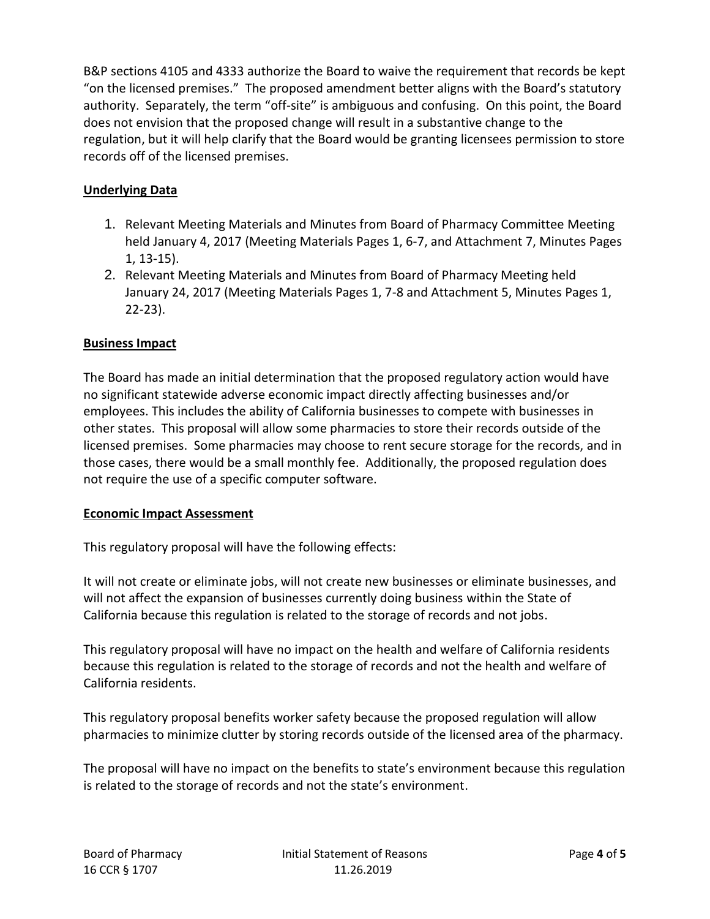B&P sections 4105 and 4333 authorize the Board to waive the requirement that records be kept "on the licensed premises." The proposed amendment better aligns with the Board's statutory authority. Separately, the term "off-site" is ambiguous and confusing. On this point, the Board does not envision that the proposed change will result in a substantive change to the regulation, but it will help clarify that the Board would be granting licensees permission to store records off of the licensed premises.

**Underlying Data**

1. Relevant Meeting Materials and Minutes from Board of Pharmacy Committee Meeting held January 4, 2017 (Meeting Materials Pages 1, 6-7, and Attachment 7, Minutes Pages 1, 13-15).
2. Relevant Meeting Materials and Minutes from Board of Pharmacy Meeting held January 24, 2017 (Meeting Materials Pages 1, 7-8 and Attachment 5, Minutes Pages 1, 22-23).

**Business Impact**

The Board has made an initial determination that the proposed regulatory action would have no significant statewide adverse economic impact directly affecting businesses and/or employees. This includes the ability of California businesses to compete with businesses in other states. This proposal will allow some pharmacies to store their records outside of the licensed premises. Some pharmacies may choose to rent secure storage for the records, and in those cases, there would be a small monthly fee. Additionally, the proposed regulation does not require the use of a specific computer software.

**Economic Impact Assessment**

This regulatory proposal will have the following effects:

It will not create or eliminate jobs, will not create new businesses or eliminate businesses, and will not affect the expansion of businesses currently doing business within the State of California because this regulation is related to the storage of records and not jobs.

This regulatory proposal will have no impact on the health and welfare of California residents because this regulation is related to the storage of records and not the health and welfare of California residents.

This regulatory proposal benefits worker safety because the proposed regulation will allow pharmacies to minimize clutter by storing records outside of the licensed area of the pharmacy.

The proposal will have no impact on the benefits to state's environment because this regulation is related to the storage of records and not the state's environment.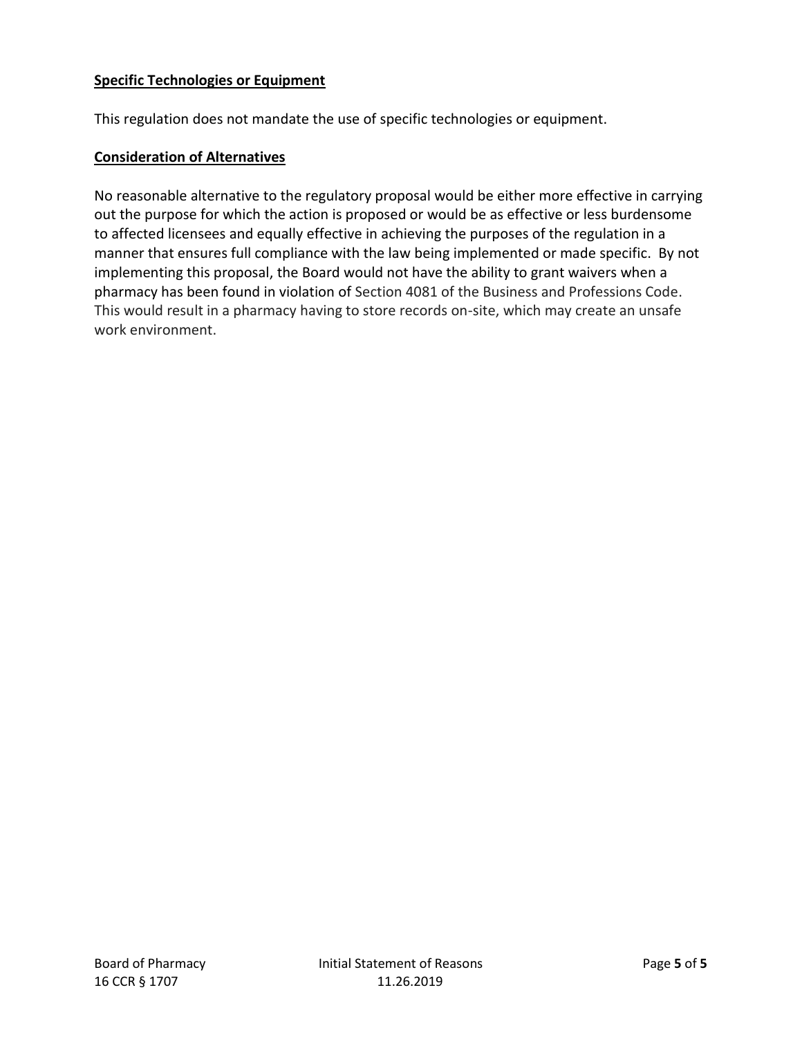**Specific Technologies or Equipment**

This regulation does not mandate the use of specific technologies or equipment.

**Consideration of Alternatives**

No reasonable alternative to the regulatory proposal would be either more effective in carrying out the purpose for which the action is proposed or would be as effective or less burdensome to affected licensees and equally effective in achieving the purposes of the regulation in a manner that ensures full compliance with the law being implemented or made specific. By not implementing this proposal, the Board would not have the ability to grant waivers when a pharmacy has been found in violation of Section 4081 of the Business and Professions Code. This would result in a pharmacy having to store records on-site, which may create an unsafe work environment.